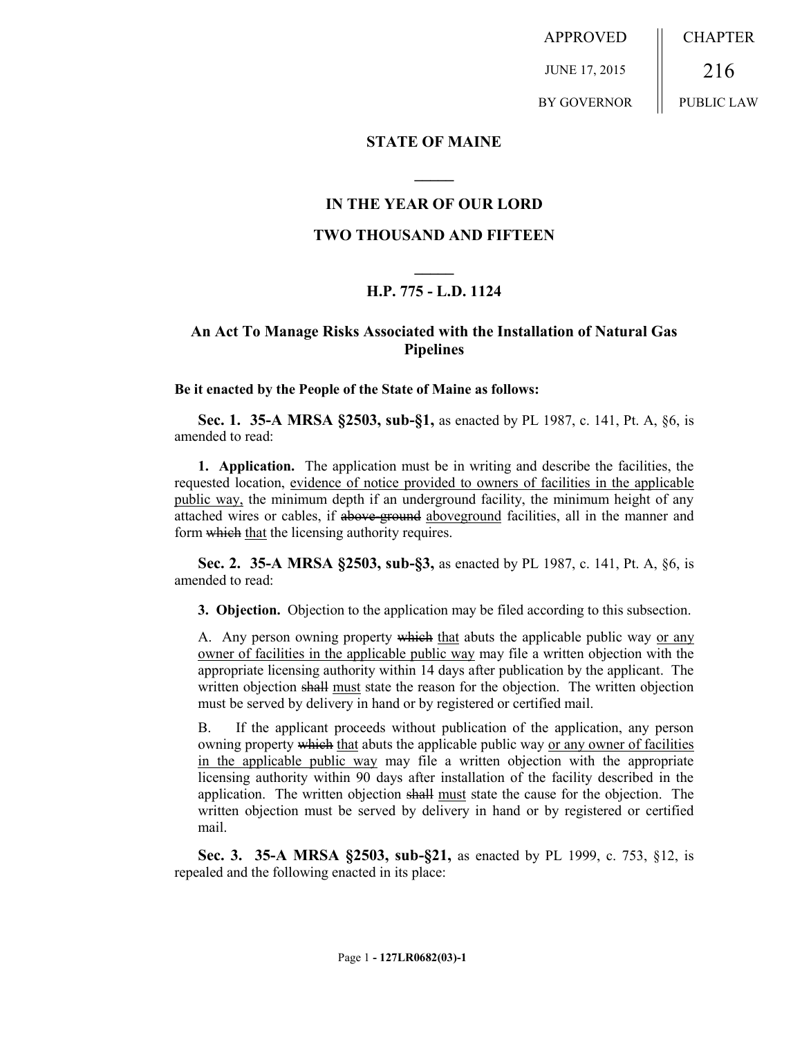APPROVED JUNE 17, 2015 BY GOVERNOR

CHAPTER 216 PUBLIC LAW

**STATE OF MAINE**

**IN THE YEAR OF OUR LORD**

**TWO THOUSAND AND FIFTEEN**

**H.P. 775 - L.D. 1124**

**An Act To Manage Risks Associated with the Installation of Natural Gas Pipelines**

**Be it enacted by the People of the State of Maine as follows:**

**Sec. 1. 35-A MRSA §2503, sub-§1,** as enacted by PL 1987, c. 141, Pt. A, §6, is amended to read:

**1. Application.** The application must be in writing and describe the facilities, the requested location, evidence of notice provided to owners of facilities in the applicable public way, the minimum depth if an underground facility, the minimum height of any attached wires or cables, if ~~above-ground~~ aboveground facilities, all in the manner and form ~~which~~ that the licensing authority requires.

**Sec. 2. 35-A MRSA §2503, sub-§3,** as enacted by PL 1987, c. 141, Pt. A, §6, is amended to read:

**3. Objection.** Objection to the application may be filed according to this subsection.

A. Any person owning property ~~which~~ that abuts the applicable public way or any owner of facilities in the applicable public way may file a written objection with the appropriate licensing authority within 14 days after publication by the applicant. The written objection ~~shall~~ must state the reason for the objection. The written objection must be served by delivery in hand or by registered or certified mail.

B. If the applicant proceeds without publication of the application, any person owning property ~~which~~ that abuts the applicable public way or any owner of facilities in the applicable public way may file a written objection with the appropriate licensing authority within 90 days after installation of the facility described in the application. The written objection ~~shall~~ must state the cause for the objection. The written objection must be served by delivery in hand or by registered or certified mail.

**Sec. 3. 35-A MRSA §2503, sub-§21,** as enacted by PL 1999, c. 753, §12, is repealed and the following enacted in its place: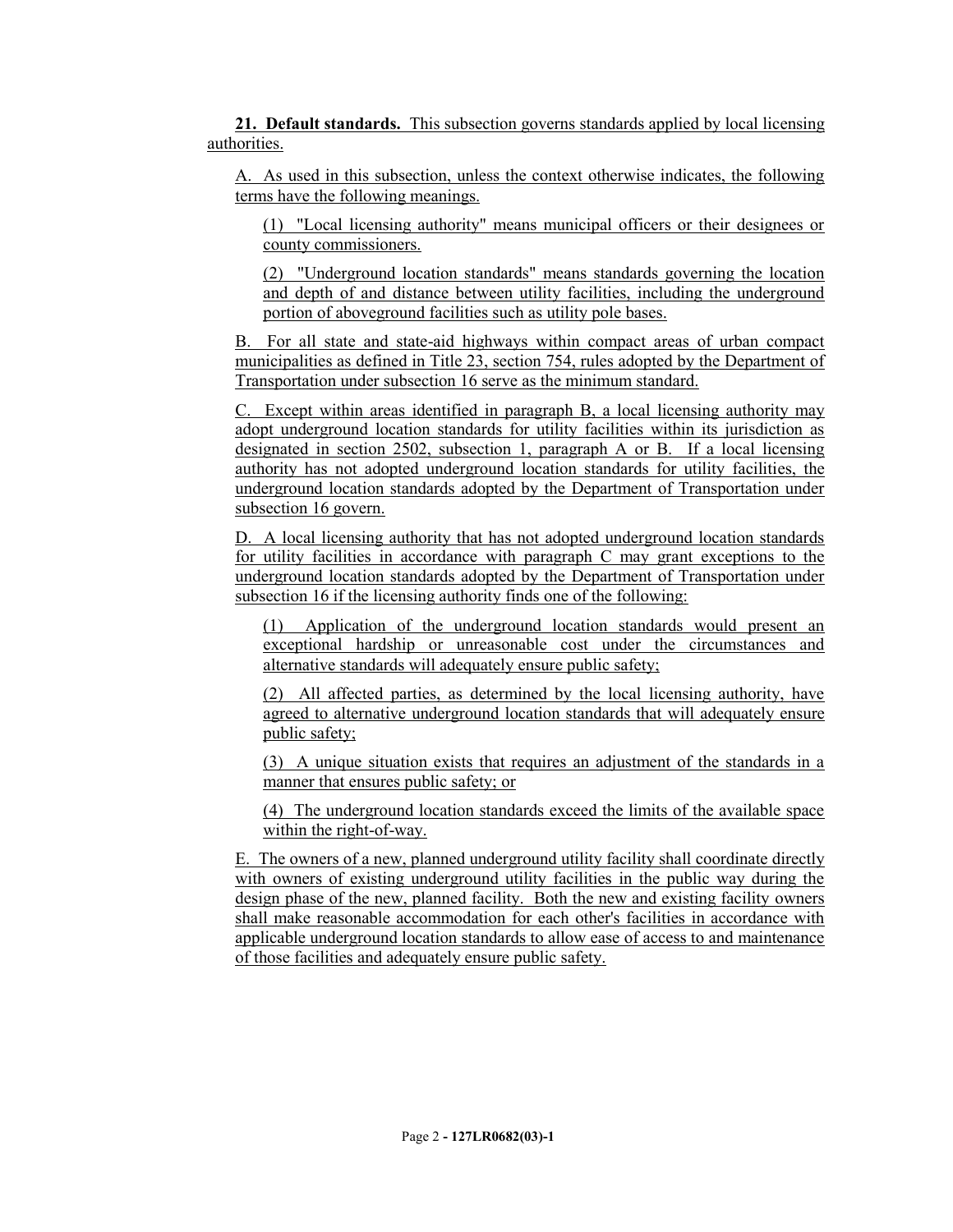**21. Default standards.** This subsection governs standards applied by local licensing authorities.

A. As used in this subsection, unless the context otherwise indicates, the following terms have the following meanings.

(1) "Local licensing authority" means municipal officers or their designees or county commissioners.

(2) "Underground location standards" means standards governing the location and depth of and distance between utility facilities, including the underground portion of aboveground facilities such as utility pole bases.

B. For all state and state-aid highways within compact areas of urban compact municipalities as defined in Title 23, section 754, rules adopted by the Department of Transportation under subsection 16 serve as the minimum standard.

C. Except within areas identified in paragraph B, a local licensing authority may adopt underground location standards for utility facilities within its jurisdiction as designated in section 2502, subsection 1, paragraph A or B. If a local licensing authority has not adopted underground location standards for utility facilities, the underground location standards adopted by the Department of Transportation under subsection 16 govern.

D. A local licensing authority that has not adopted underground location standards for utility facilities in accordance with paragraph C may grant exceptions to the underground location standards adopted by the Department of Transportation under subsection 16 if the licensing authority finds one of the following:

(1) Application of the underground location standards would present an exceptional hardship or unreasonable cost under the circumstances and alternative standards will adequately ensure public safety;

(2) All affected parties, as determined by the local licensing authority, have agreed to alternative underground location standards that will adequately ensure public safety;

(3) A unique situation exists that requires an adjustment of the standards in a manner that ensures public safety; or

(4) The underground location standards exceed the limits of the available space within the right-of-way.

E. The owners of a new, planned underground utility facility shall coordinate directly with owners of existing underground utility facilities in the public way during the design phase of the new, planned facility. Both the new and existing facility owners shall make reasonable accommodation for each other's facilities in accordance with applicable underground location standards to allow ease of access to and maintenance of those facilities and adequately ensure public safety.